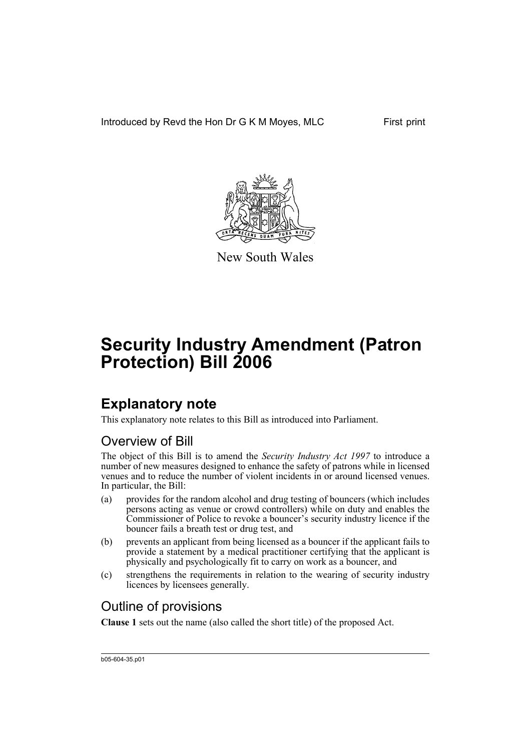Introduced by Revd the Hon Dr G K M Moyes, MLC First print

New South Wales

# Security Industry Amendment (Patron Protection) Bill 2006

## Explanatory note

This explanatory note relates to this Bill as introduced into Parliament.

### Overview of Bill

The object of this Bill is to amend the *Security Industry Act 1997* to introduce a number of new measures designed to enhance the safety of patrons while in licensed venues and to reduce the number of violent incidents in or around licensed venues. In particular, the Bill:

(a) provides for the random alcohol and drug testing of bouncers (which includes persons acting as venue or crowd controllers) while on duty and enables the Commissioner of Police to revoke a bouncer's security industry licence if the bouncer fails a breath test or drug test, and

(b) prevents an applicant from being licensed as a bouncer if the applicant fails to provide a statement by a medical practitioner certifying that the applicant is physically and psychologically fit to carry on work as a bouncer, and

(c) strengthens the requirements in relation to the wearing of security industry licences by licensees generally.

### Outline of provisions

**Clause 1** sets out the name (also called the short title) of the proposed Act.

b05-604-35.p01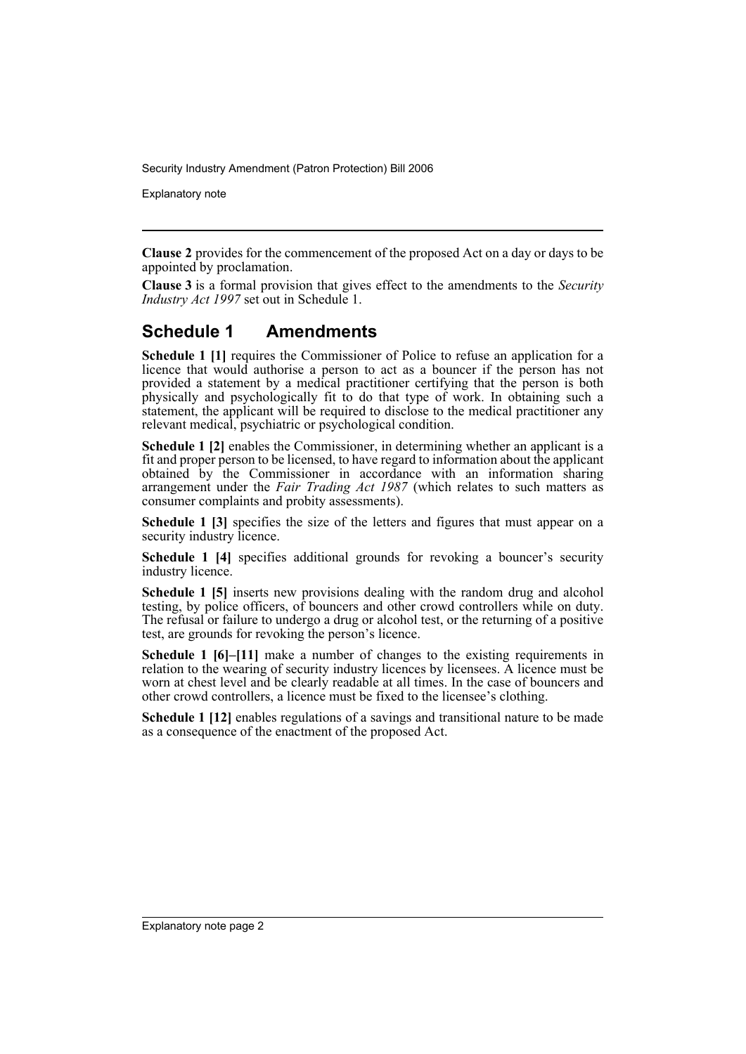**Clause 2** provides for the commencement of the proposed Act on a day or days to be appointed by proclamation.

**Clause 3** is a formal provision that gives effect to the amendments to the *Security Industry Act 1997* set out in Schedule 1.

## Schedule 1 Amendments

**Schedule 1 [1]** requires the Commissioner of Police to refuse an application for a licence that would authorise a person to act as a bouncer if the person has not provided a statement by a medical practitioner certifying that the person is both physically and psychologically fit to do that type of work. In obtaining such a statement, the applicant will be required to disclose to the medical practitioner any relevant medical, psychiatric or psychological condition.

**Schedule 1 [2]** enables the Commissioner, in determining whether an applicant is a fit and proper person to be licensed, to have regard to information about the applicant obtained by the Commissioner in accordance with an information sharing arrangement under the *Fair Trading Act 1987* (which relates to such matters as consumer complaints and probity assessments).

**Schedule 1 [3]** specifies the size of the letters and figures that must appear on a security industry licence.

**Schedule 1 [4]** specifies additional grounds for revoking a bouncer's security industry licence.

**Schedule 1 [5]** inserts new provisions dealing with the random drug and alcohol testing, by police officers, of bouncers and other crowd controllers while on duty. The refusal or failure to undergo a drug or alcohol test, or the returning of a positive test, are grounds for revoking the person's licence.

**Schedule 1 [6]–[11]** make a number of changes to the existing requirements in relation to the wearing of security industry licences by licensees. A licence must be worn at chest level and be clearly readable at all times. In the case of bouncers and other crowd controllers, a licence must be fixed to the licensee's clothing.

**Schedule 1 [12]** enables regulations of a savings and transitional nature to be made as a consequence of the enactment of the proposed Act.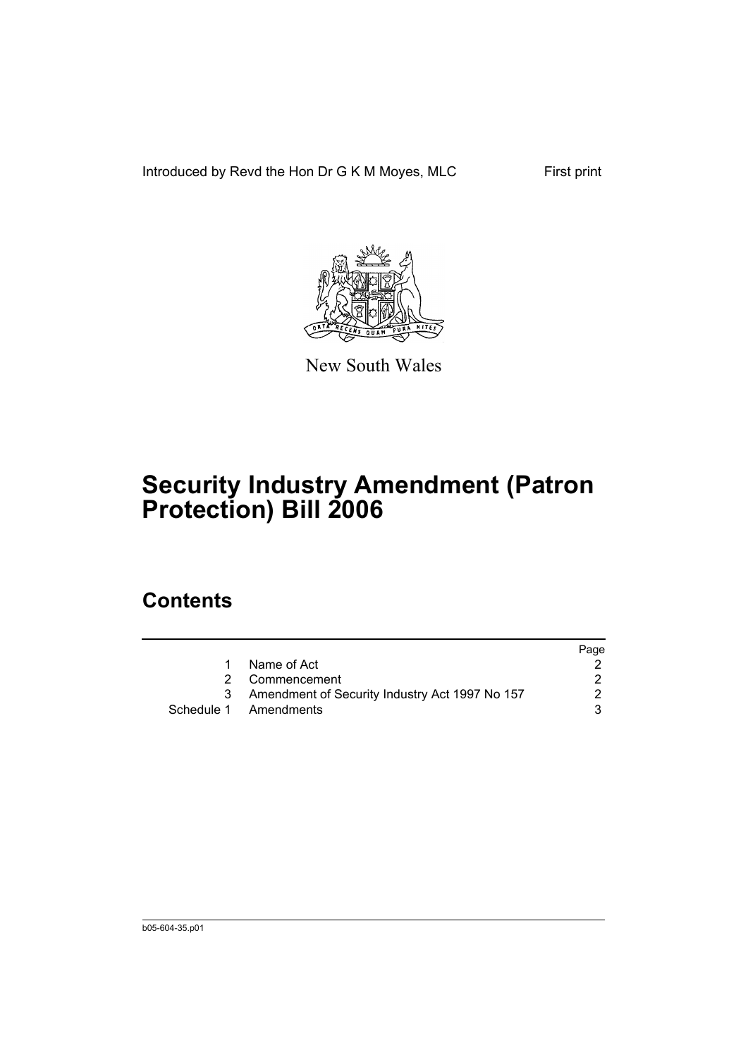Introduced by Revd the Hon Dr G K M Moyes, MLC

First print

New South Wales

# Security Industry Amendment (Patron Protection) Bill 2006

## Contents

| | | Page |
|---|---|---|
| 1 | Name of Act | 2 |
| 2 | Commencement | 2 |
| 3 | Amendment of Security Industry Act 1997 No 157 | 2 |
| Schedule 1 | Amendments | 3 |

b05-604-35.p01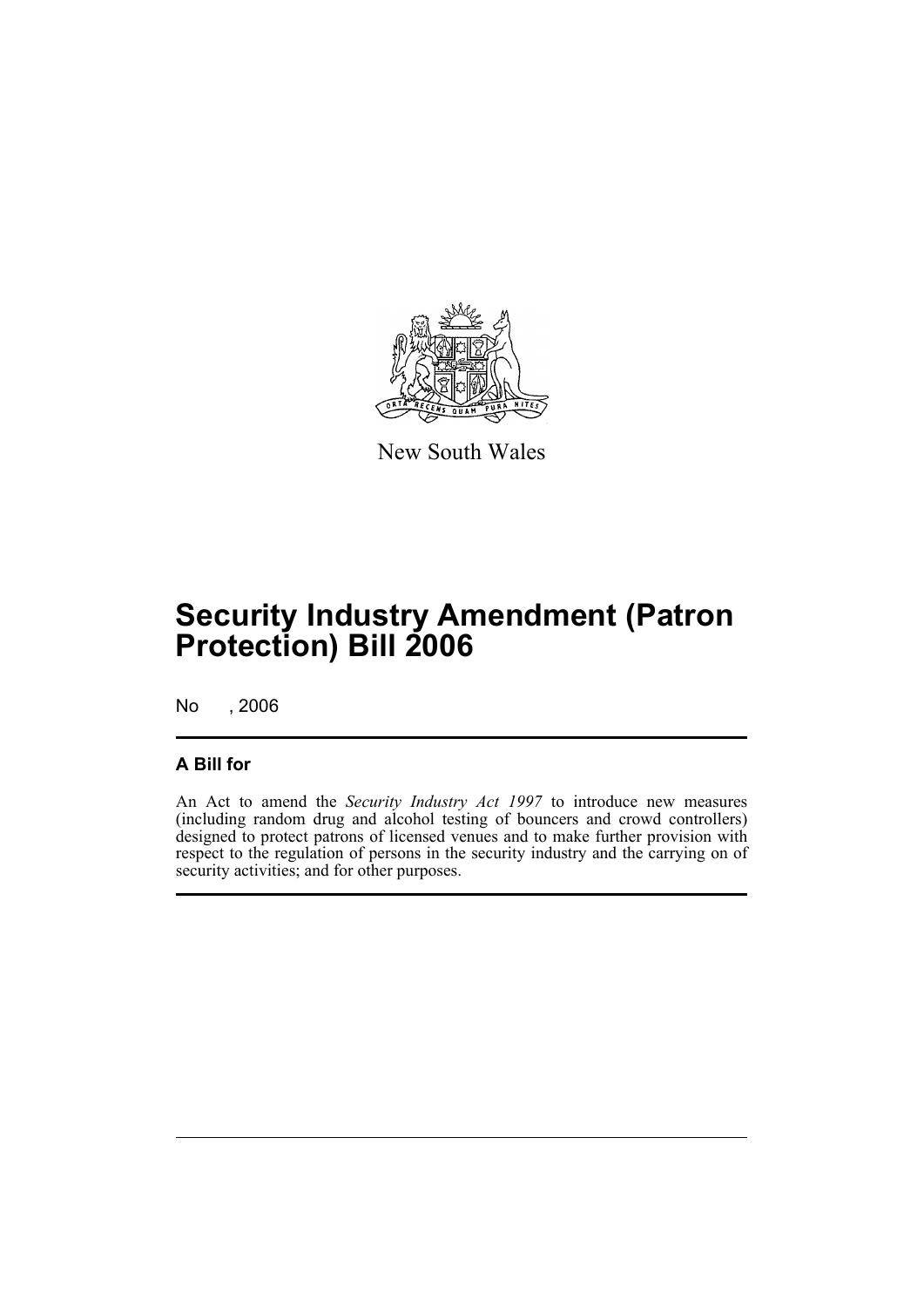New South Wales

# Security Industry Amendment (Patron Protection) Bill 2006

No , 2006

## A Bill for

An Act to amend the *Security Industry Act 1997* to introduce new measures (including random drug and alcohol testing of bouncers and crowd controllers) designed to protect patrons of licensed venues and to make further provision with respect to the regulation of persons in the security industry and the carrying on of security activities; and for other purposes.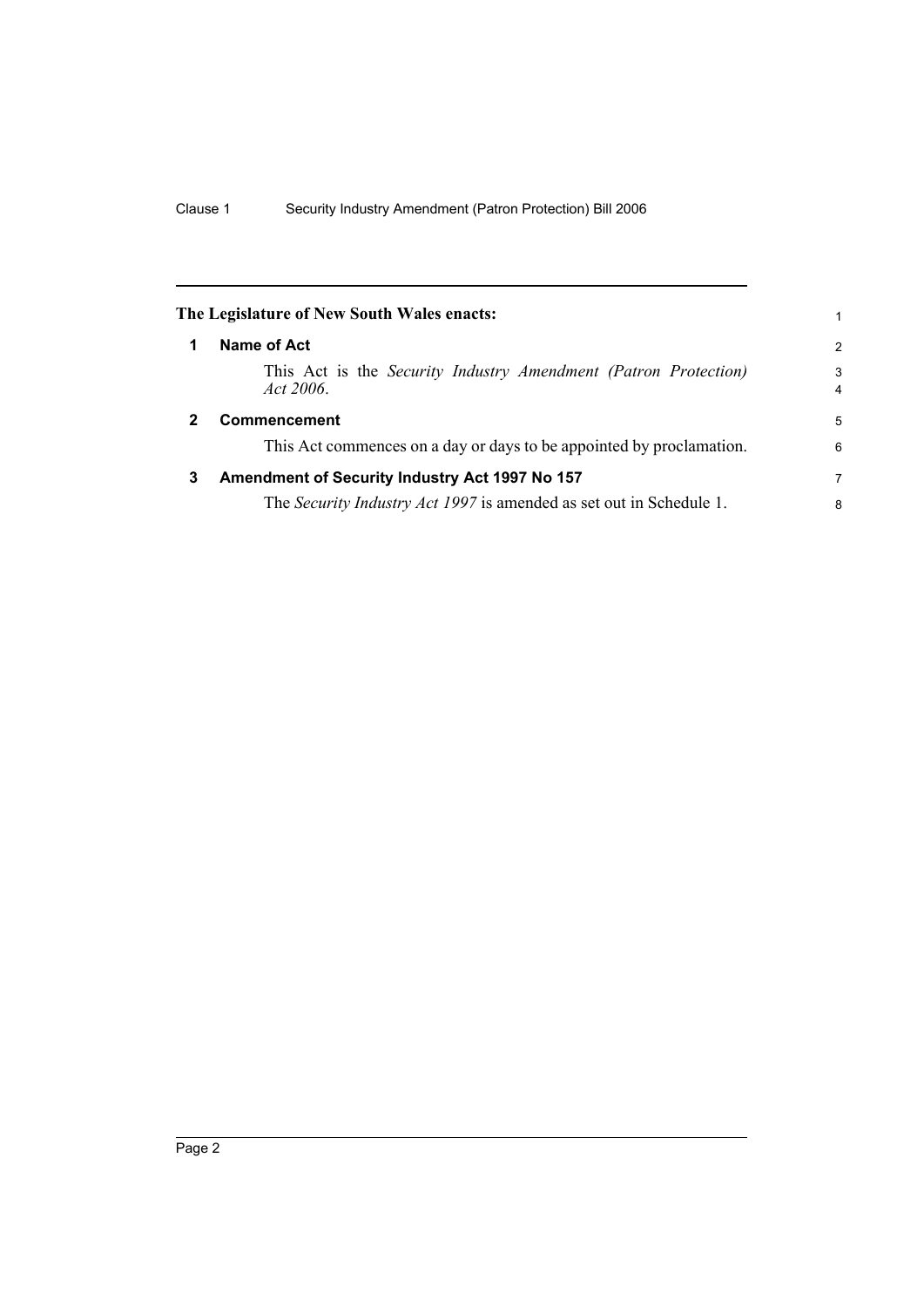**The Legislature of New South Wales enacts:**

## 1 Name of Act

This Act is the *Security Industry Amendment (Patron Protection) Act 2006*.

## 2 Commencement

This Act commences on a day or days to be appointed by proclamation.

## 3 Amendment of Security Industry Act 1997 No 157

The *Security Industry Act 1997* is amended as set out in Schedule 1.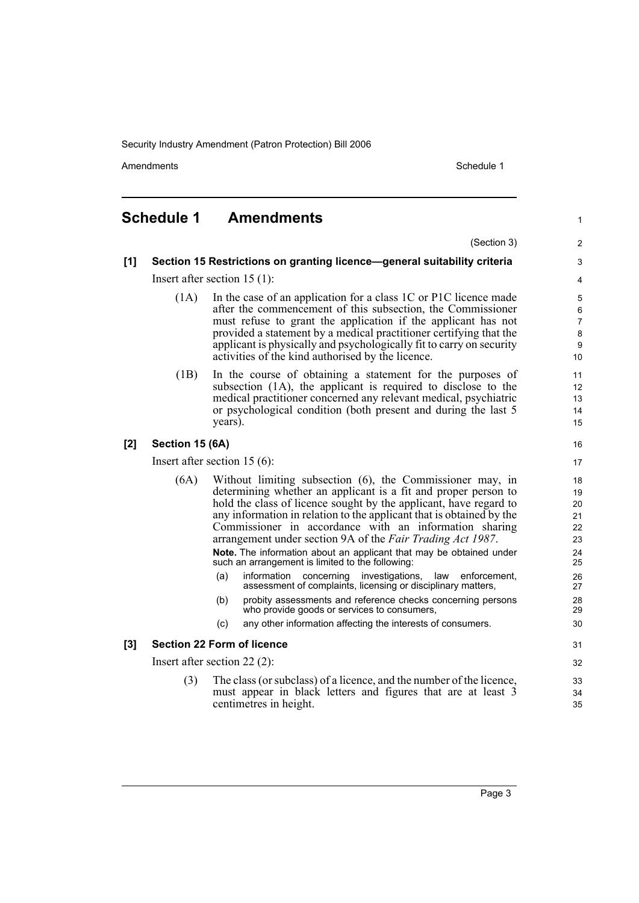# Schedule 1 Amendments

(Section 3)

## [1] Section 15 Restrictions on granting licence—general suitability criteria

Insert after section 15 (1):

(1A) In the case of an application for a class 1C or P1C licence made after the commencement of this subsection, the Commissioner must refuse to grant the application if the applicant has not provided a statement by a medical practitioner certifying that the applicant is physically and psychologically fit to carry on security activities of the kind authorised by the licence.

(1B) In the course of obtaining a statement for the purposes of subsection (1A), the applicant is required to disclose to the medical practitioner concerned any relevant medical, psychiatric or psychological condition (both present and during the last 5 years).

## [2] Section 15 (6A)

Insert after section 15 (6):

(6A) Without limiting subsection (6), the Commissioner may, in determining whether an applicant is a fit and proper person to hold the class of licence sought by the applicant, have regard to any information in relation to the applicant that is obtained by the Commissioner in accordance with an information sharing arrangement under section 9A of the *Fair Trading Act 1987*.

**Note.** The information about an applicant that may be obtained under such an arrangement is limited to the following:

(a) information concerning investigations, law enforcement, assessment of complaints, licensing or disciplinary matters,

(b) probity assessments and reference checks concerning persons who provide goods or services to consumers,

(c) any other information affecting the interests of consumers.

## [3] Section 22 Form of licence

Insert after section 22 (2):

(3) The class (or subclass) of a licence, and the number of the licence, must appear in black letters and figures that are at least 3 centimetres in height.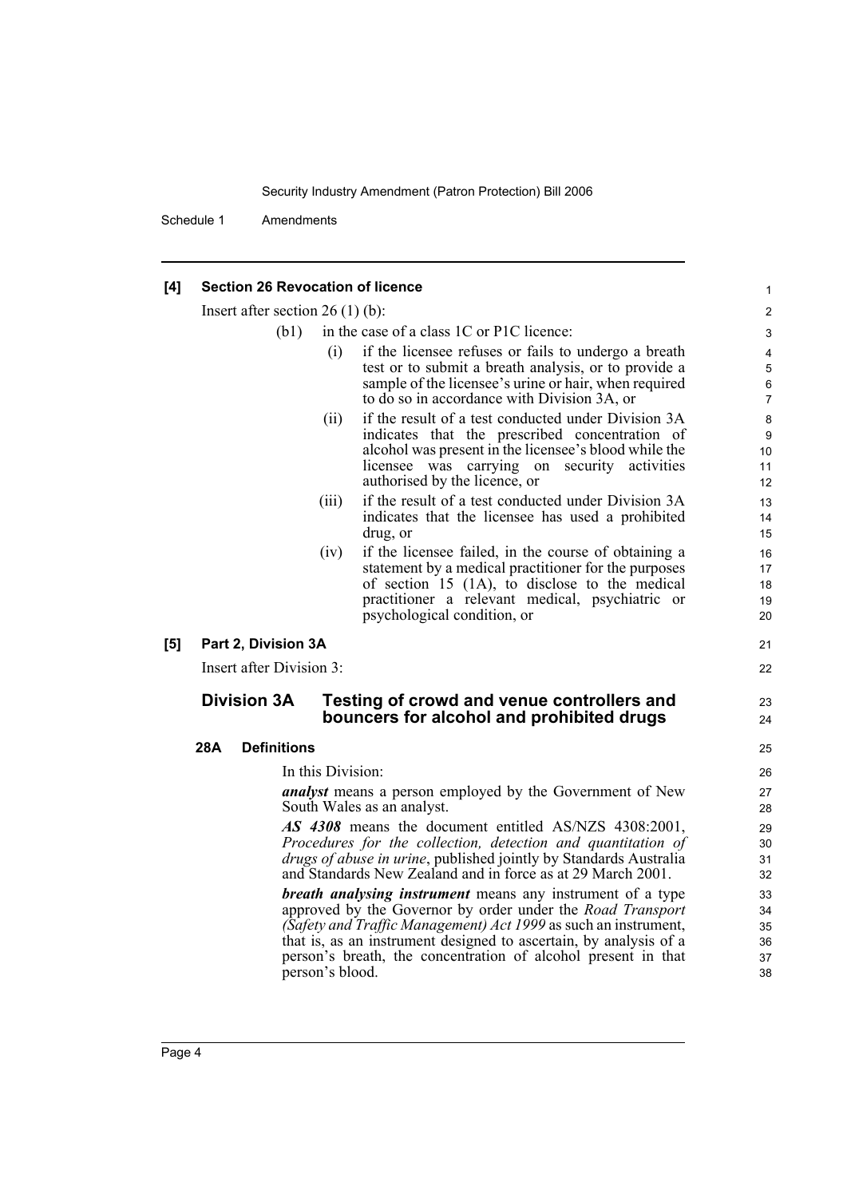**[4] Section 26 Revocation of licence**

Insert after section 26 (1) (b):

(b1) in the case of a class 1C or P1C licence:

(i) if the licensee refuses or fails to undergo a breath test or to submit a breath analysis, or to provide a sample of the licensee's urine or hair, when required to do so in accordance with Division 3A, or

(ii) if the result of a test conducted under Division 3A indicates that the prescribed concentration of alcohol was present in the licensee's blood while the licensee was carrying on security activities authorised by the licence, or

(iii) if the result of a test conducted under Division 3A indicates that the licensee has used a prohibited drug, or

(iv) if the licensee failed, in the course of obtaining a statement by a medical practitioner for the purposes of section 15 (1A), to disclose to the medical practitioner a relevant medical, psychiatric or psychological condition, or

**[5] Part 2, Division 3A**

Insert after Division 3:

## Division 3A Testing of crowd and venue controllers and bouncers for alcohol and prohibited drugs

### 28A Definitions

In this Division:

***analyst*** means a person employed by the Government of New South Wales as an analyst.

***AS 4308*** means the document entitled AS/NZS 4308:2001, *Procedures for the collection, detection and quantitation of drugs of abuse in urine*, published jointly by Standards Australia and Standards New Zealand and in force as at 29 March 2001.

***breath analysing instrument*** means any instrument of a type approved by the Governor by order under the *Road Transport (Safety and Traffic Management) Act 1999* as such an instrument, that is, as an instrument designed to ascertain, by analysis of a person's breath, the concentration of alcohol present in that person's blood.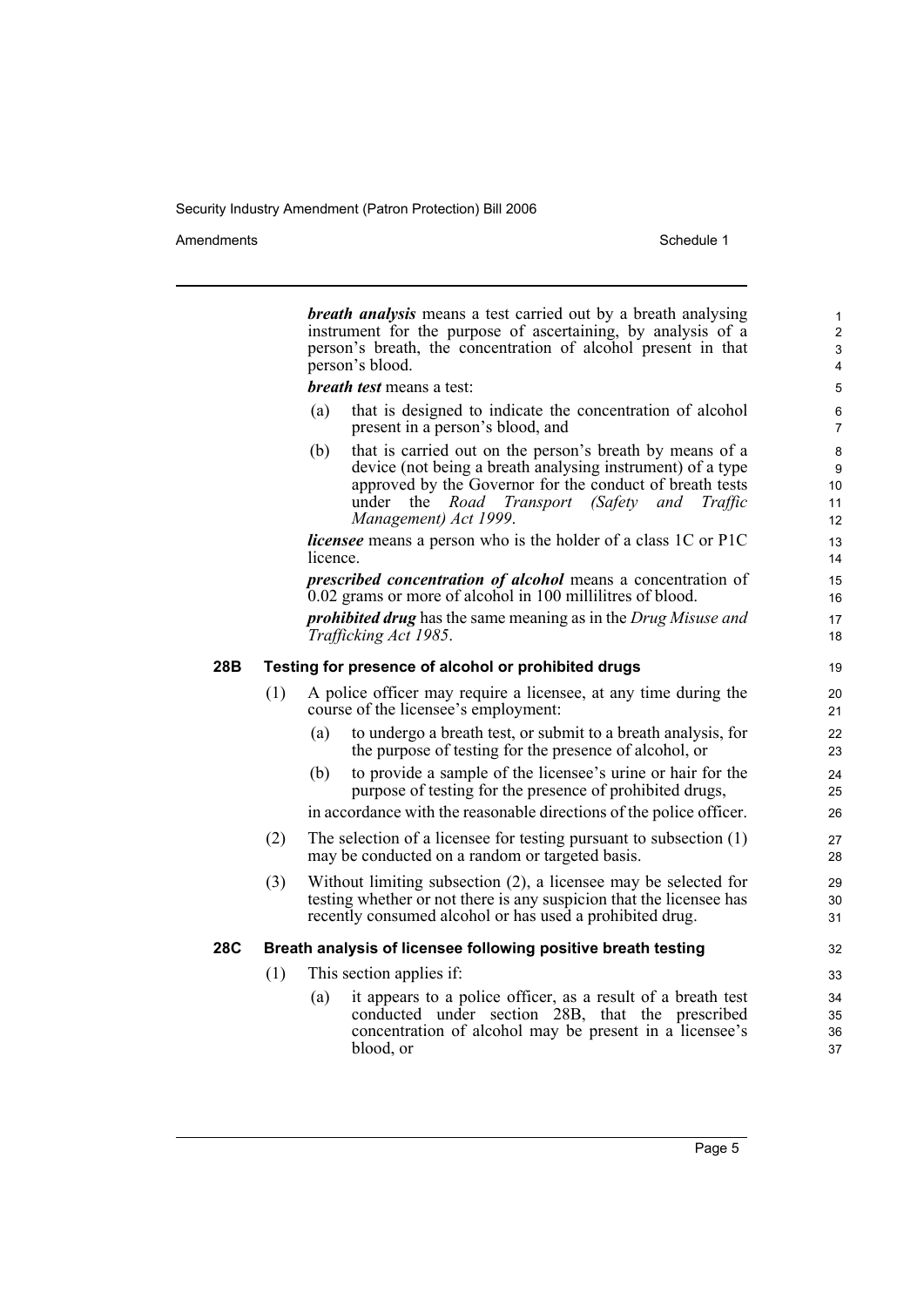***breath analysis*** means a test carried out by a breath analysing instrument for the purpose of ascertaining, by analysis of a person's breath, the concentration of alcohol present in that person's blood.

***breath test*** means a test:

(a) that is designed to indicate the concentration of alcohol present in a person's blood, and

(b) that is carried out on the person's breath by means of a device (not being a breath analysing instrument) of a type approved by the Governor for the conduct of breath tests under the *Road Transport (Safety and Traffic Management) Act 1999*.

***licensee*** means a person who is the holder of a class 1C or P1C licence.

***prescribed concentration of alcohol*** means a concentration of 0.02 grams or more of alcohol in 100 millilitres of blood.

***prohibited drug*** has the same meaning as in the *Drug Misuse and Trafficking Act 1985*.

### 28B Testing for presence of alcohol or prohibited drugs

(1) A police officer may require a licensee, at any time during the course of the licensee's employment:

(a) to undergo a breath test, or submit to a breath analysis, for the purpose of testing for the presence of alcohol, or

(b) to provide a sample of the licensee's urine or hair for the purpose of testing for the presence of prohibited drugs,

in accordance with the reasonable directions of the police officer.

(2) The selection of a licensee for testing pursuant to subsection (1) may be conducted on a random or targeted basis.

(3) Without limiting subsection (2), a licensee may be selected for testing whether or not there is any suspicion that the licensee has recently consumed alcohol or has used a prohibited drug.

### 28C Breath analysis of licensee following positive breath testing

(1) This section applies if:

(a) it appears to a police officer, as a result of a breath test conducted under section 28B, that the prescribed concentration of alcohol may be present in a licensee's blood, or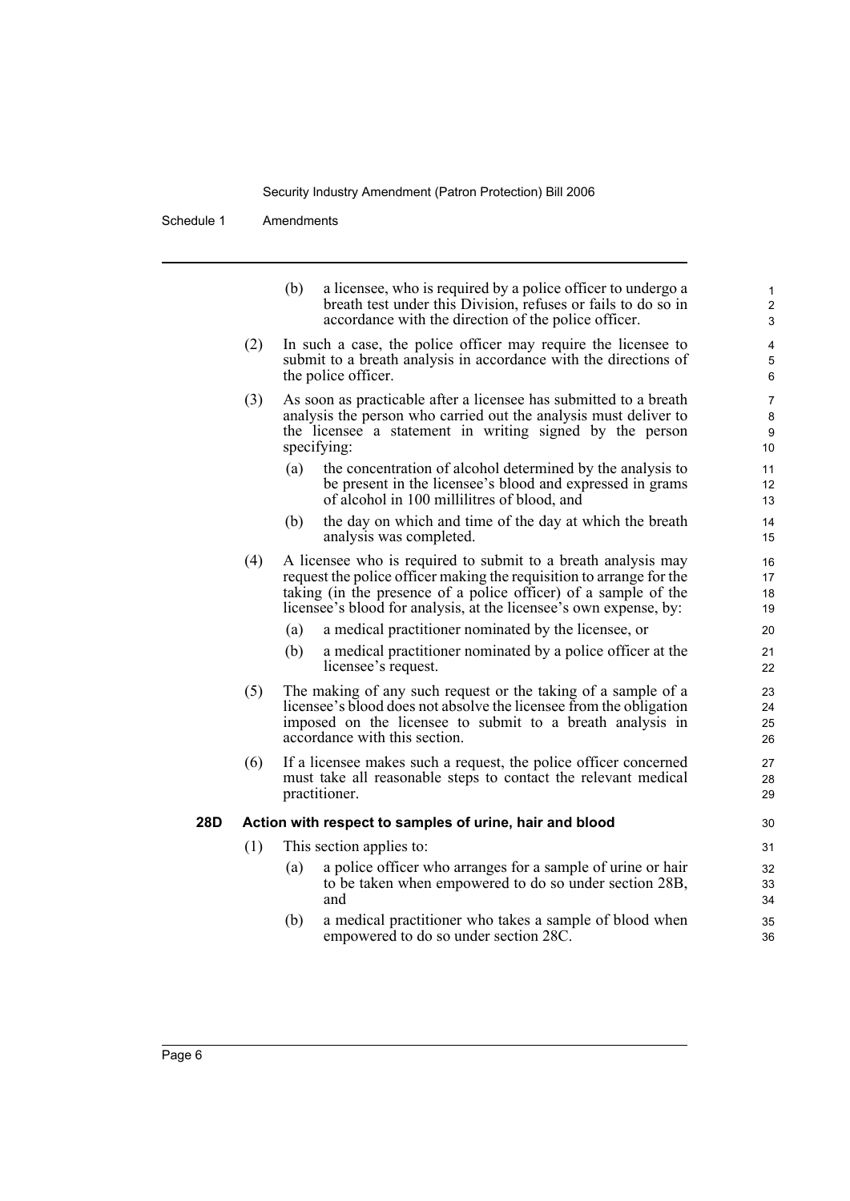(b) a licensee, who is required by a police officer to undergo a breath test under this Division, refuses or fails to do so in accordance with the direction of the police officer.

(2) In such a case, the police officer may require the licensee to submit to a breath analysis in accordance with the directions of the police officer.

(3) As soon as practicable after a licensee has submitted to a breath analysis the person who carried out the analysis must deliver to the licensee a statement in writing signed by the person specifying:

(a) the concentration of alcohol determined by the analysis to be present in the licensee's blood and expressed in grams of alcohol in 100 millilitres of blood, and

(b) the day on which and time of the day at which the breath analysis was completed.

(4) A licensee who is required to submit to a breath analysis may request the police officer making the requisition to arrange for the taking (in the presence of a police officer) of a sample of the licensee's blood for analysis, at the licensee's own expense, by:

(a) a medical practitioner nominated by the licensee, or

(b) a medical practitioner nominated by a police officer at the licensee's request.

(5) The making of any such request or the taking of a sample of a licensee's blood does not absolve the licensee from the obligation imposed on the licensee to submit to a breath analysis in accordance with this section.

(6) If a licensee makes such a request, the police officer concerned must take all reasonable steps to contact the relevant medical practitioner.

**28D Action with respect to samples of urine, hair and blood**

(1) This section applies to:

(a) a police officer who arranges for a sample of urine or hair to be taken when empowered to do so under section 28B, and

(b) a medical practitioner who takes a sample of blood when empowered to do so under section 28C.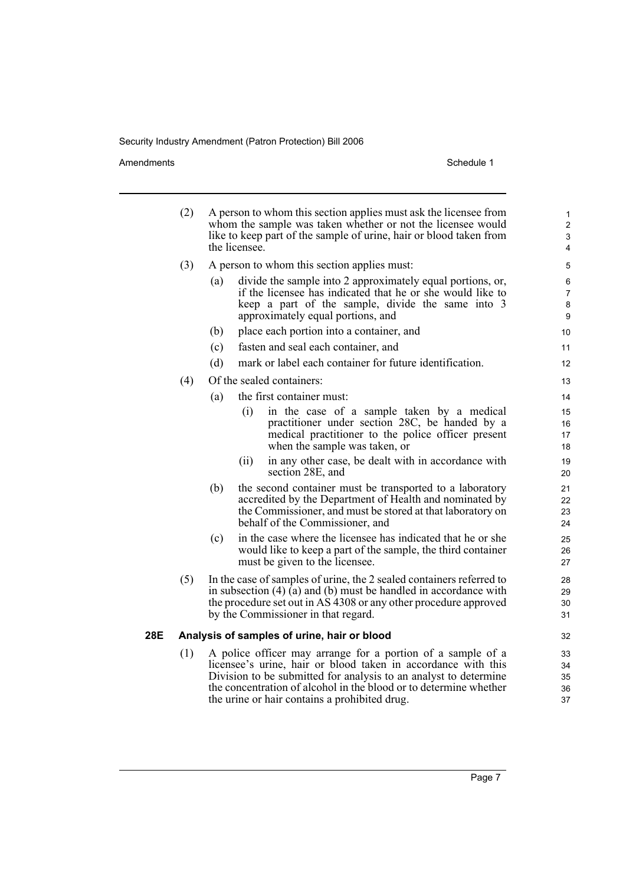(2) A person to whom this section applies must ask the licensee from whom the sample was taken whether or not the licensee would like to keep part of the sample of urine, hair or blood taken from the licensee.

(3) A person to whom this section applies must:

(a) divide the sample into 2 approximately equal portions, or, if the licensee has indicated that he or she would like to keep a part of the sample, divide the same into 3 approximately equal portions, and

(b) place each portion into a container, and

(c) fasten and seal each container, and

(d) mark or label each container for future identification.

(4) Of the sealed containers:

(a) the first container must:

(i) in the case of a sample taken by a medical practitioner under section 28C, be handed by a medical practitioner to the police officer present when the sample was taken, or

(ii) in any other case, be dealt with in accordance with section 28E, and

(b) the second container must be transported to a laboratory accredited by the Department of Health and nominated by the Commissioner, and must be stored at that laboratory on behalf of the Commissioner, and

(c) in the case where the licensee has indicated that he or she would like to keep a part of the sample, the third container must be given to the licensee.

(5) In the case of samples of urine, the 2 sealed containers referred to in subsection (4) (a) and (b) must be handled in accordance with the procedure set out in AS 4308 or any other procedure approved by the Commissioner in that regard.

**28E Analysis of samples of urine, hair or blood**

(1) A police officer may arrange for a portion of a sample of a licensee's urine, hair or blood taken in accordance with this Division to be submitted for analysis to an analyst to determine the concentration of alcohol in the blood or to determine whether the urine or hair contains a prohibited drug.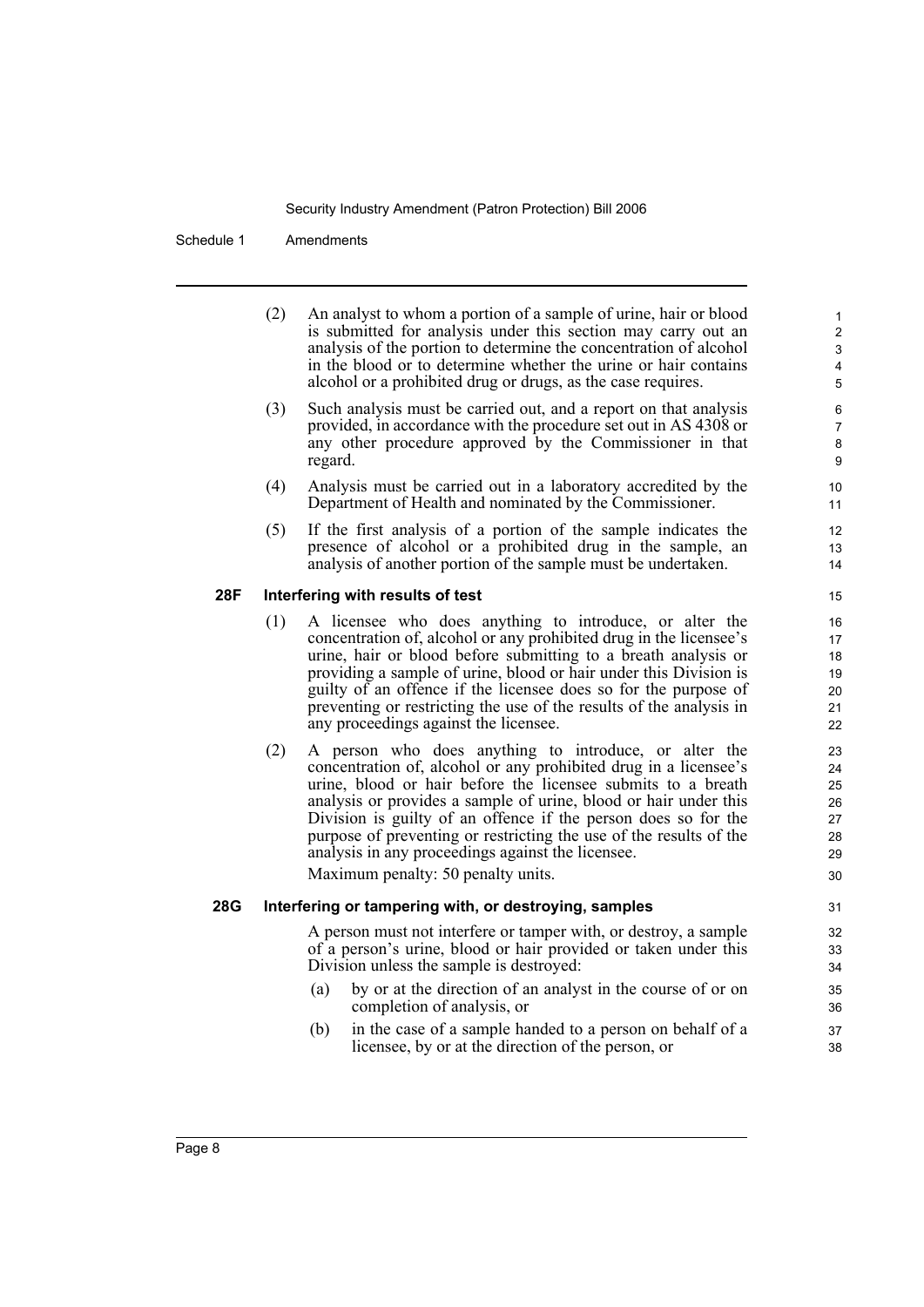(2) An analyst to whom a portion of a sample of urine, hair or blood is submitted for analysis under this section may carry out an analysis of the portion to determine the concentration of alcohol in the blood or to determine whether the urine or hair contains alcohol or a prohibited drug or drugs, as the case requires.

(3) Such analysis must be carried out, and a report on that analysis provided, in accordance with the procedure set out in AS 4308 or any other procedure approved by the Commissioner in that regard.

(4) Analysis must be carried out in a laboratory accredited by the Department of Health and nominated by the Commissioner.

(5) If the first analysis of a portion of the sample indicates the presence of alcohol or a prohibited drug in the sample, an analysis of another portion of the sample must be undertaken.

**28F Interfering with results of test**

(1) A licensee who does anything to introduce, or alter the concentration of, alcohol or any prohibited drug in the licensee's urine, hair or blood before submitting to a breath analysis or providing a sample of urine, blood or hair under this Division is guilty of an offence if the licensee does so for the purpose of preventing or restricting the use of the results of the analysis in any proceedings against the licensee.

(2) A person who does anything to introduce, or alter the concentration of, alcohol or any prohibited drug in a licensee's urine, blood or hair before the licensee submits to a breath analysis or provides a sample of urine, blood or hair under this Division is guilty of an offence if the person does so for the purpose of preventing or restricting the use of the results of the analysis in any proceedings against the licensee.

Maximum penalty: 50 penalty units.

**28G Interfering or tampering with, or destroying, samples**

A person must not interfere or tamper with, or destroy, a sample of a person's urine, blood or hair provided or taken under this Division unless the sample is destroyed:

(a) by or at the direction of an analyst in the course of or on completion of analysis, or

(b) in the case of a sample handed to a person on behalf of a licensee, by or at the direction of the person, or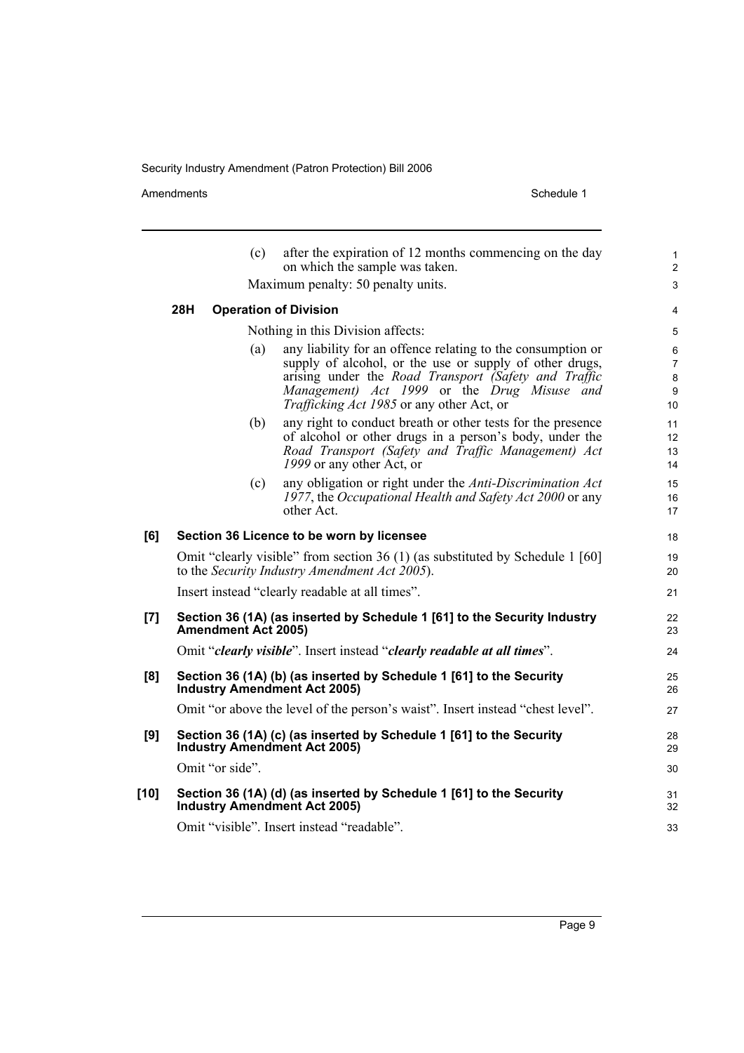(c) after the expiration of 12 months commencing on the day on which the sample was taken.

Maximum penalty: 50 penalty units.

### 28H Operation of Division

Nothing in this Division affects:

(a) any liability for an offence relating to the consumption or supply of alcohol, or the use or supply of other drugs, arising under the *Road Transport (Safety and Traffic Management) Act 1999* or the *Drug Misuse and Trafficking Act 1985* or any other Act, or

(b) any right to conduct breath or other tests for the presence of alcohol or other drugs in a person's body, under the *Road Transport (Safety and Traffic Management) Act 1999* or any other Act, or

(c) any obligation or right under the *Anti-Discrimination Act 1977*, the *Occupational Health and Safety Act 2000* or any other Act.

## [6] Section 36 Licence to be worn by licensee

Omit "clearly visible" from section 36 (1) (as substituted by Schedule 1 [60] to the *Security Industry Amendment Act 2005*).

Insert instead "clearly readable at all times".

## [7] Section 36 (1A) (as inserted by Schedule 1 [61] to the Security Industry Amendment Act 2005)

Omit "***clearly visible***". Insert instead "***clearly readable at all times***".

## [8] Section 36 (1A) (b) (as inserted by Schedule 1 [61] to the Security Industry Amendment Act 2005)

Omit "or above the level of the person's waist". Insert instead "chest level".

## [9] Section 36 (1A) (c) (as inserted by Schedule 1 [61] to the Security Industry Amendment Act 2005)

Omit "or side".

## [10] Section 36 (1A) (d) (as inserted by Schedule 1 [61] to the Security Industry Amendment Act 2005)

Omit "visible". Insert instead "readable".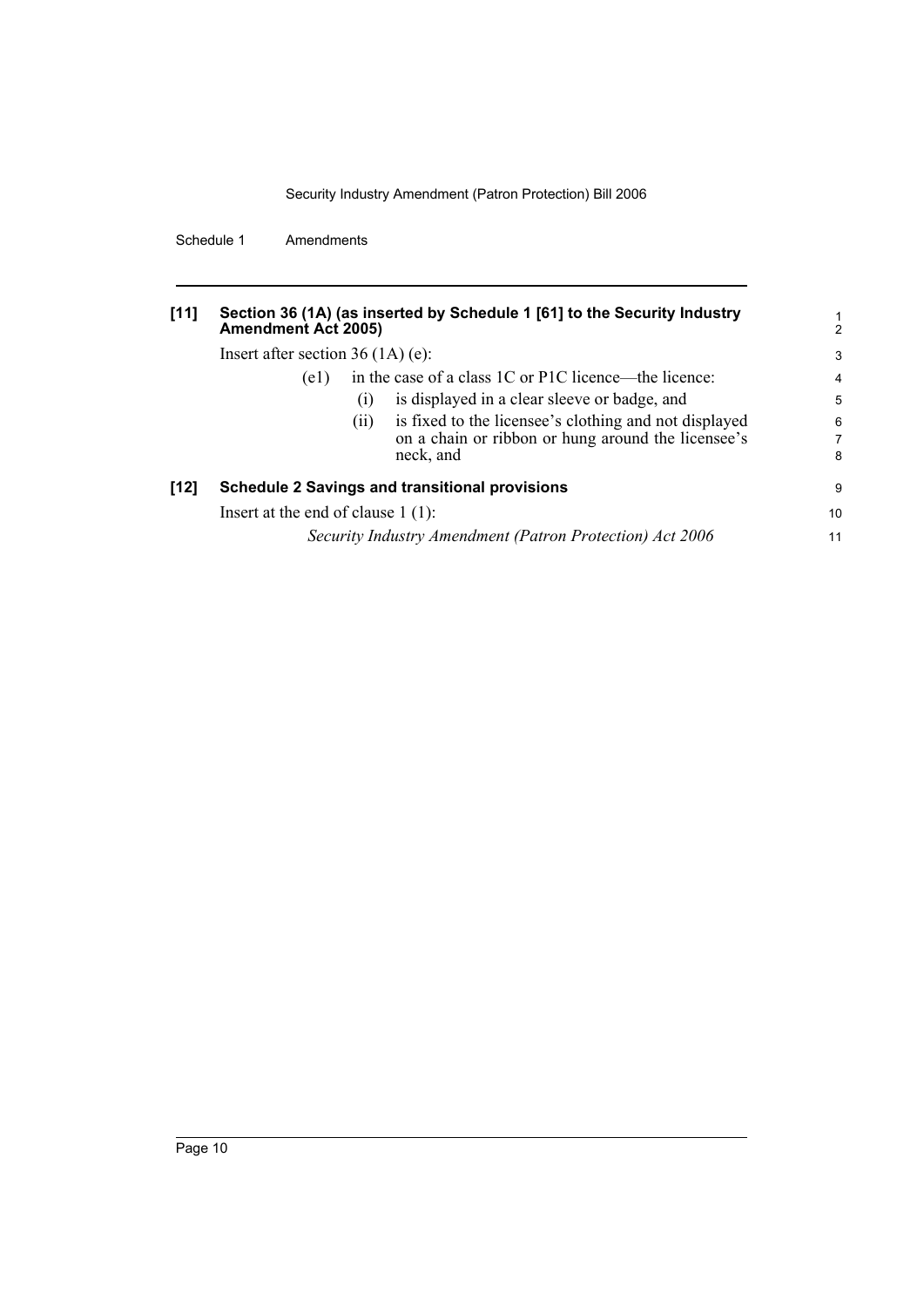**[11] Section 36 (1A) (as inserted by Schedule 1 [61] to the Security Industry Amendment Act 2005)**

Insert after section 36 (1A) (e):

(e1) in the case of a class 1C or P1C licence—the licence:

(i) is displayed in a clear sleeve or badge, and

(ii) is fixed to the licensee's clothing and not displayed on a chain or ribbon or hung around the licensee's neck, and

**[12] Schedule 2 Savings and transitional provisions**

Insert at the end of clause 1 (1):

*Security Industry Amendment (Patron Protection) Act 2006*